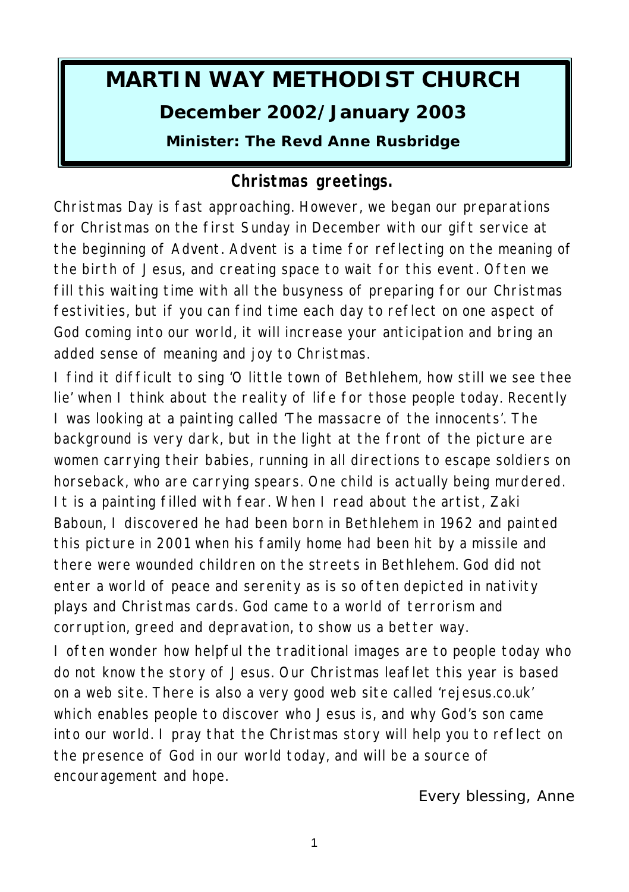# MARTIN WAY METHODIST CHURCH

## December 2002/January 2003

### Minister: The Revd Anne Rusbridge

**Christmas greetings.**

Christmas Day is fast approaching. However, we began our preparations for Christmas on the first Sunday in December with our gift service at the beginning of Advent. Advent is a time for reflecting on the meaning of the birth of Jesus, and creating space to wait for this event. Often we fill this waiting time with all the busyness of preparing for our Christmas festivities, but if you can find time each day to reflect on one aspect of God coming into our world, it will increase your anticipation and bring an added sense of meaning and joy to Christmas.

I find it difficult to sing 'O little town of Bethlehem, how still we see thee lie' when I think about the reality of life for those people today. Recently I was looking at a painting called 'The massacre of the innocents'. The background is very dark, but in the light at the front of the picture are women carrying their babies, running in all directions to escape soldiers on horseback, who are carrying spears. One child is actually being murdered. It is a painting filled with fear. When I read about the artist, Zaki Baboun, I discovered he had been born in Bethlehem in 1962 and painted this picture in 2001 when his family home had been hit by a missile and there were wounded children on the streets in Bethlehem. God did not enter a world of peace and serenity as is so often depicted in nativity plays and Christmas cards. God came to a world of terrorism and corruption, greed and depravation, to show us a better way.

I often wonder how helpful the traditional images are to people today who do not know the story of Jesus. Our Christmas leaflet this year is based on a web site. There is also a very good web site called 'rejesus.co.uk' which enables people to discover who Jesus is, and why God's son came into our world. I pray that the Christmas story will help you to reflect on the presence of God in our world today, and will be a source of encouragement and hope.

Every blessing, Anne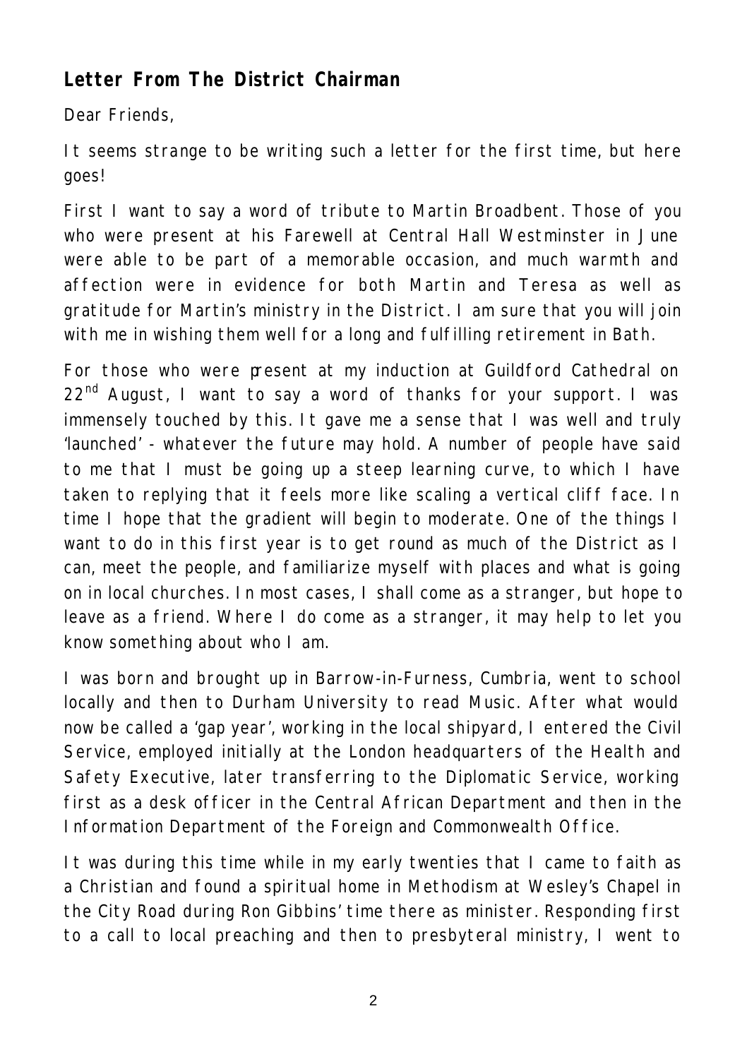## Letter From The District Chairman

Dear Friends,

It seems strange to be writing such a letter for the first time, but here goes!

First I want to say a word of tribute to Martin Broadbent. Those of you who were present at his Farewell at Central Hall Westminster in June were able to be part of a memorable occasion, and much warmth and affection were in evidence for both Martin and Teresa as well as gratitude for Martin's ministry in the District. I am sure that you will join with me in wishing them well for a long and fulfilling retirement in Bath.

For those who were present at my induction at Guildford Cathedral on 22nd August, I want to say a word of thanks for your support. I was immensely touched by this. It gave me a sense that I was well and truly 'launched' - whatever the future may hold. A number of people have said to me that I must be going up a steep learning curve, to which I have taken to replying that it feels more like scaling a vertical cliff face. In time I hope that the gradient will begin to moderate. One of the things I want to do in this first year is to get round as much of the District as I can, meet the people, and familiarize myself with places and what is going on in local churches. In most cases, I shall come as a stranger, but hope to leave as a friend. Where I do come as a stranger, it may help to let you know something about who I am.

I was born and brought up in Barrow-in-Furness, Cumbria, went to school locally and then to Durham University to read Music. After what would now be called a 'gap year', working in the local shipyard, I entered the Civil Service, employed initially at the London headquarters of the Health and Safety Executive, later transferring to the Diplomatic Service, working first as a desk officer in the Central African Department and then in the Information Department of the Foreign and Commonwealth Office.

It was during this time while in my early twenties that I came to faith as a Christian and found a spiritual home in Methodism at Wesley's Chapel in the City Road during Ron Gibbins' time there as minister. Responding first to a call to local preaching and then to presbyteral ministry, I went to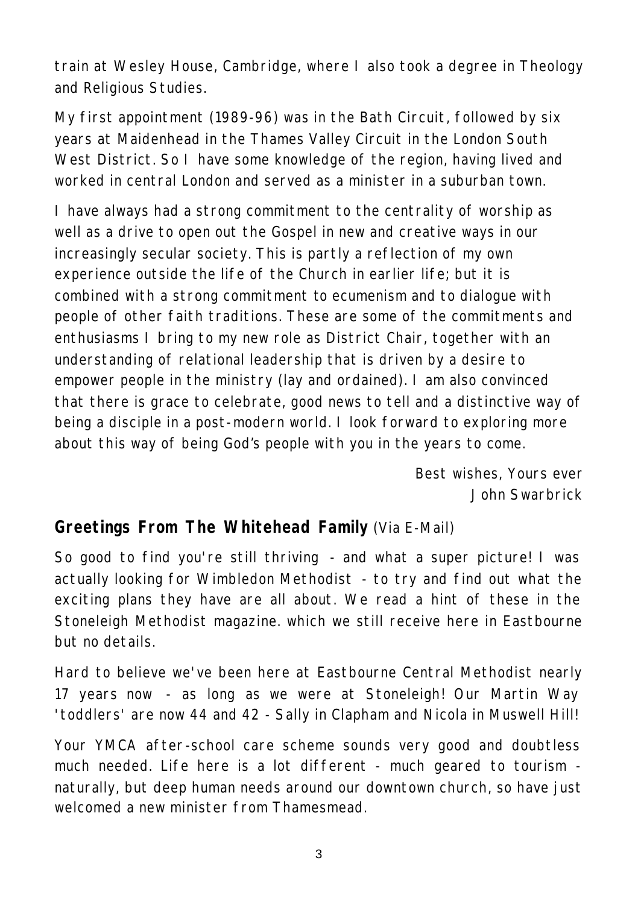train at Wesley House, Cambridge, where I also took a degree in Theology and Religious Studies.

My first appointment (1989-96) was in the Bath Circuit, followed by six years at Maidenhead in the Thames Valley Circuit in the London South West District. So I have some knowledge of the region, having lived and worked in central London and served as a minister in a suburban town.

I have always had a strong commitment to the centrality of worship as well as a drive to open out the Gospel in new and creative ways in our increasingly secular society. This is partly a reflection of my own experience outside the life of the Church in earlier life; but it is combined with a strong commitment to ecumenism and to dialogue with people of other faith traditions. These are some of the commitments and enthusiasms I bring to my new role as District Chair, together with an understanding of relational leadership that is driven by a desire to empower people in the ministry (lay and ordained). I am also convinced that there is grace to celebrate, good news to tell and a distinctive way of being a disciple in a post-modern world. I look forward to exploring more about this way of being God's people with you in the years to come.

Best wishes, Yours ever
John Swarbrick

## Greetings From The Whitehead Family (Via E-Mail)

So good to find you're still thriving - and what a super picture! I was actually looking for Wimbledon Methodist - to try and find out what the exciting plans they have are all about. We read a hint of these in the Stoneleigh Methodist magazine. which we still receive here in Eastbourne but no details.

Hard to believe we've been here at Eastbourne Central Methodist nearly 17 years now - as long as we were at Stoneleigh! Our Martin Way 'toddlers' are now 44 and 42 - Sally in Clapham and Nicola in Muswell Hill!

Your YMCA after-school care scheme sounds very good and doubtless much needed. Life here is a lot different - much geared to tourism - naturally, but deep human needs around our downtown church, so have just welcomed a new minister from Thamesmead.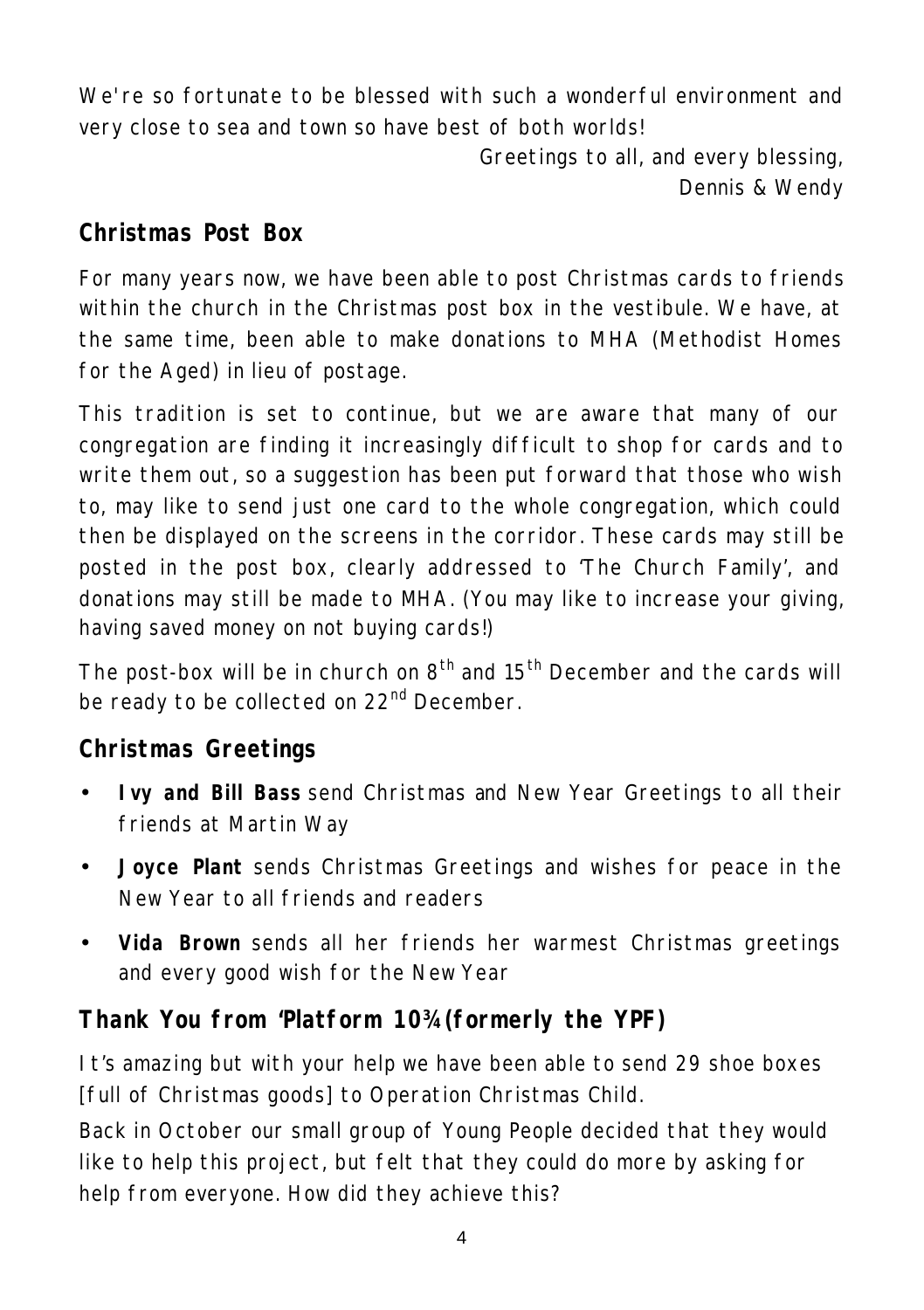We're so fortunate to be blessed with such a wonderful environment and very close to sea and town so have best of both worlds!

Greetings to all, and every blessing,
Dennis & Wendy

## Christmas Post Box

For many years now, we have been able to post Christmas cards to friends within the church in the Christmas post box in the vestibule. We have, at the same time, been able to make donations to MHA (Methodist Homes for the Aged) in lieu of postage.

This tradition is set to continue, but we are aware that many of our congregation are finding it increasingly difficult to shop for cards and to write them out, so a suggestion has been put forward that those who wish to, may like to send just one card to the whole congregation, which could then be displayed on the screens in the corridor. These cards may still be posted in the post box, clearly addressed to 'The Church Family', and donations may still be made to MHA. (You may like to increase your giving, having saved money on not buying cards!)

The post-box will be in church on 8th and 15th December and the cards will be ready to be collected on 22nd December.

## Christmas Greetings

- **Ivy and Bill Bass** send Christmas and New Year Greetings to all their friends at Martin Way
- **Joyce Plant** sends Christmas Greetings and wishes for peace in the New Year to all friends and readers
- **Vida Brown** sends all her friends her warmest Christmas greetings and every good wish for the New Year

## Thank You from 'Platform 10¾ (formerly the YPF)

It's amazing but with your help we have been able to send 29 shoe boxes [full of Christmas goods] to Operation Christmas Child.

Back in October our small group of Young People decided that they would like to help this project, but felt that they could do more by asking for help from everyone. How did they achieve this?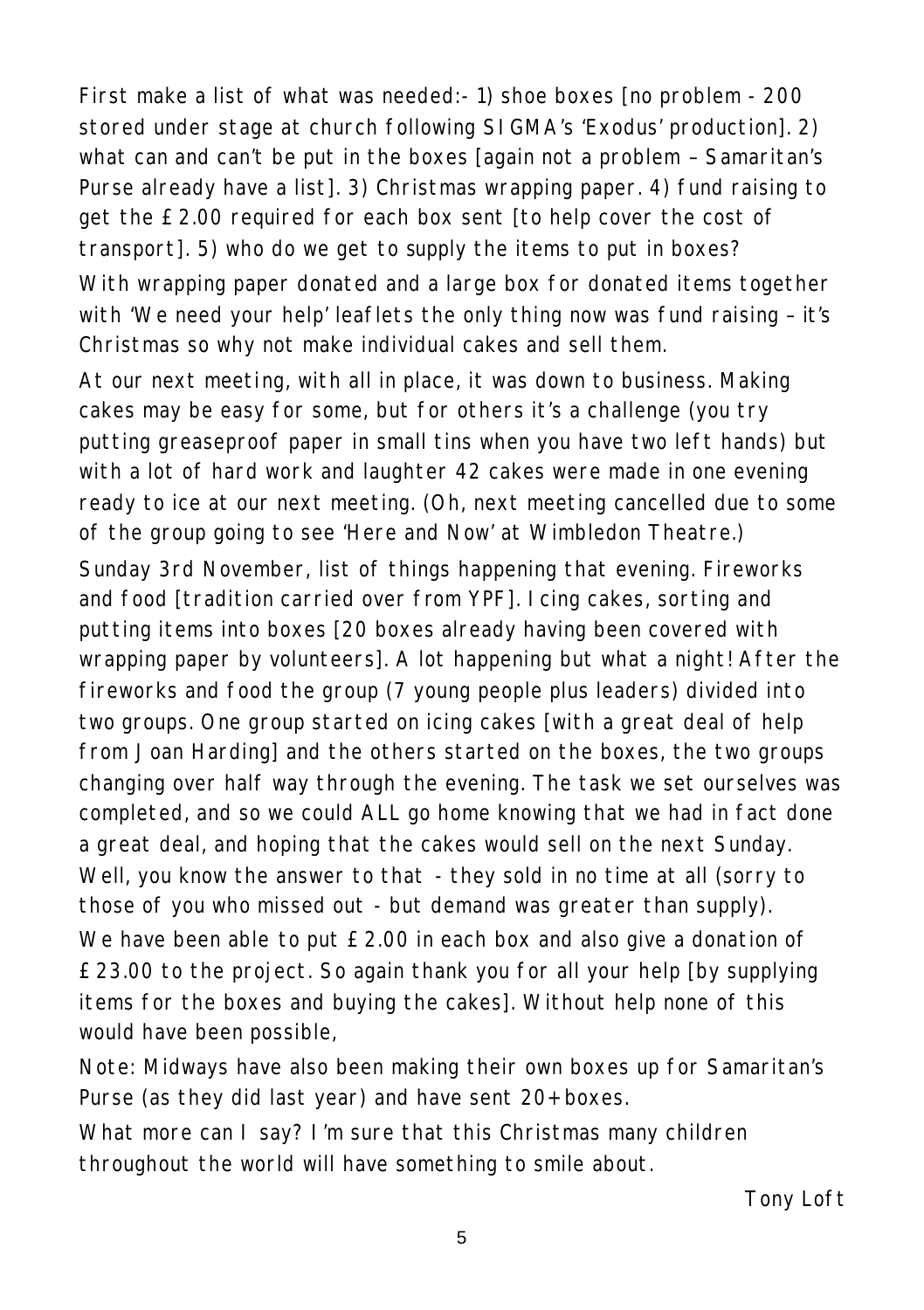First make a list of what was needed:- 1) shoe boxes [no problem - 200 stored under stage at church following SIGMA's 'Exodus' production]. 2) what can and can't be put in the boxes [again not a problem – Samaritan's Purse already have a list]. 3) Christmas wrapping paper. 4) fund raising to get the £2.00 required for each box sent [to help cover the cost of transport]. 5) who do we get to supply the items to put in boxes?

With wrapping paper donated and a large box for donated items together with 'We need your help' leaflets the only thing now was fund raising – it's Christmas so why not make individual cakes and sell them.

At our next meeting, with all in place, it was down to business. Making cakes may be easy for some, but for others it's a challenge (you try putting greaseproof paper in small tins when you have two left hands) but with a lot of hard work and laughter 42 cakes were made in one evening ready to ice at our next meeting. (Oh, next meeting cancelled due to some of the group going to see 'Here and Now' at Wimbledon Theatre.)

Sunday 3rd November, list of things happening that evening. Fireworks and food [tradition carried over from YPF]. Icing cakes, sorting and putting items into boxes [20 boxes already having been covered with wrapping paper by volunteers]. A lot happening but what a night! After the fireworks and food the group (7 young people plus leaders) divided into two groups. One group started on icing cakes [with a great deal of help from Joan Harding] and the others started on the boxes, the two groups changing over half way through the evening. The task we set ourselves was completed, and so we could ALL go home knowing that we had in fact done a great deal, and hoping that the cakes would sell on the next Sunday. Well, you know the answer to that - they sold in no time at all (sorry to those of you who missed out - but demand was greater than supply).

We have been able to put £2.00 in each box and also give a donation of £23.00 to the project. So again thank you for all your help [by supplying items for the boxes and buying the cakes]. Without help none of this would have been possible,

Note: Midways have also been making their own boxes up for Samaritan's Purse (as they did last year) and have sent 20+ boxes.

What more can I say? I'm sure that this Christmas many children throughout the world will have something to smile about.

Tony Loft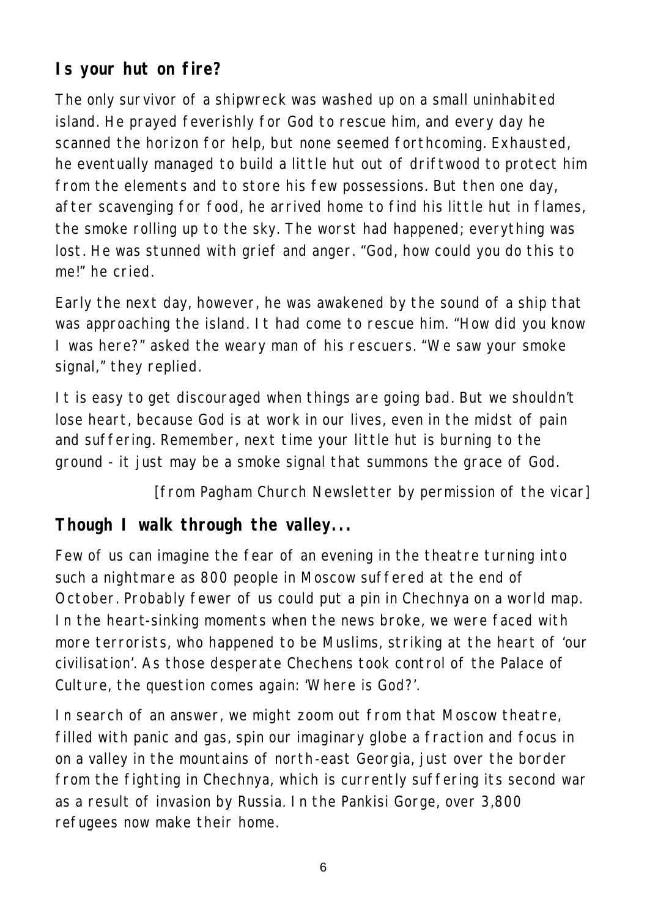## Is your hut on fire?

The only survivor of a shipwreck was washed up on a small uninhabited island. He prayed feverishly for God to rescue him, and every day he scanned the horizon for help, but none seemed forthcoming. Exhausted, he eventually managed to build a little hut out of driftwood to protect him from the elements and to store his few possessions. But then one day, after scavenging for food, he arrived home to find his little hut in flames, the smoke rolling up to the sky. The worst had happened; everything was lost. He was stunned with grief and anger. "God, how could you do this to me!" he cried.

Early the next day, however, he was awakened by the sound of a ship that was approaching the island. It had come to rescue him. "How did you know I was here?" asked the weary man of his rescuers. "We saw your smoke signal," they replied.

It is easy to get discouraged when things are going bad. But we shouldn't lose heart, because God is at work in our lives, even in the midst of pain and suffering. Remember, next time your little hut is burning to the ground - it just may be a smoke signal that summons the grace of God.

[from Pagham Church Newsletter by permission of the vicar]

## Though I walk through the valley...

Few of us can imagine the fear of an evening in the theatre turning into such a nightmare as 800 people in Moscow suffered at the end of October. Probably fewer of us could put a pin in Chechnya on a world map. In the heart-sinking moments when the news broke, we were faced with more terrorists, who happened to be Muslims, striking at the heart of 'our civilisation'. As those desperate Chechens took control of the Palace of Culture, the question comes again: 'Where is God?'.

In search of an answer, we might zoom out from that Moscow theatre, filled with panic and gas, spin our imaginary globe a fraction and focus in on a valley in the mountains of north-east Georgia, just over the border from the fighting in Chechnya, which is currently suffering its second war as a result of invasion by Russia. In the Pankisi Gorge, over 3,800 refugees now make their home.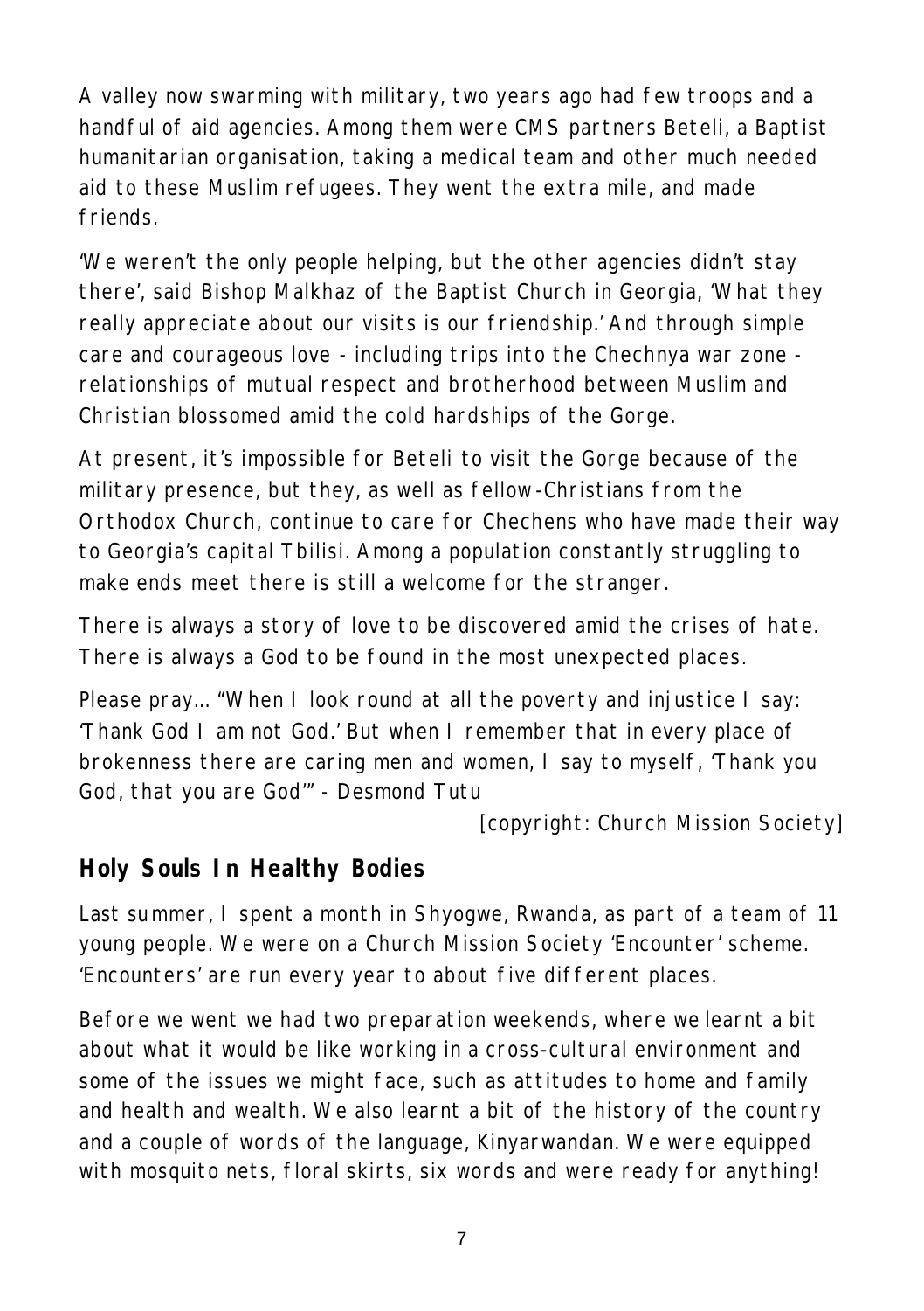A valley now swarming with military, two years ago had few troops and a handful of aid agencies. Among them were CMS partners Beteli, a Baptist humanitarian organisation, taking a medical team and other much needed aid to these Muslim refugees. They went the extra mile, and made friends.

'We weren't the only people helping, but the other agencies didn't stay there', said Bishop Malkhaz of the Baptist Church in Georgia, 'What they really appreciate about our visits is our friendship.' And through simple care and courageous love - including trips into the Chechnya war zone - relationships of mutual respect and brotherhood between Muslim and Christian blossomed amid the cold hardships of the Gorge.

At present, it's impossible for Beteli to visit the Gorge because of the military presence, but they, as well as fellow-Christians from the Orthodox Church, continue to care for Chechens who have made their way to Georgia's capital Tbilisi. Among a population constantly struggling to make ends meet there is still a welcome for the stranger.

There is always a story of love to be discovered amid the crises of hate. There is always a God to be found in the most unexpected places.

Please pray... "When I look round at all the poverty and injustice I say: 'Thank God I am not God.' But when I remember that in every place of brokenness there are caring men and women, I say to myself, 'Thank you God, that you are God'" - Desmond Tutu

[copyright: Church Mission Society]

## Holy Souls In Healthy Bodies

Last summer, I spent a month in Shyogwe, Rwanda, as part of a team of 11 young people. We were on a Church Mission Society 'Encounter' scheme. 'Encounters' are run every year to about five different places.

Before we went we had two preparation weekends, where we learnt a bit about what it would be like working in a cross-cultural environment and some of the issues we might face, such as attitudes to home and family and health and wealth. We also learnt a bit of the history of the country and a couple of words of the language, Kinyarwandan. We were equipped with mosquito nets, floral skirts, six words and were ready for anything!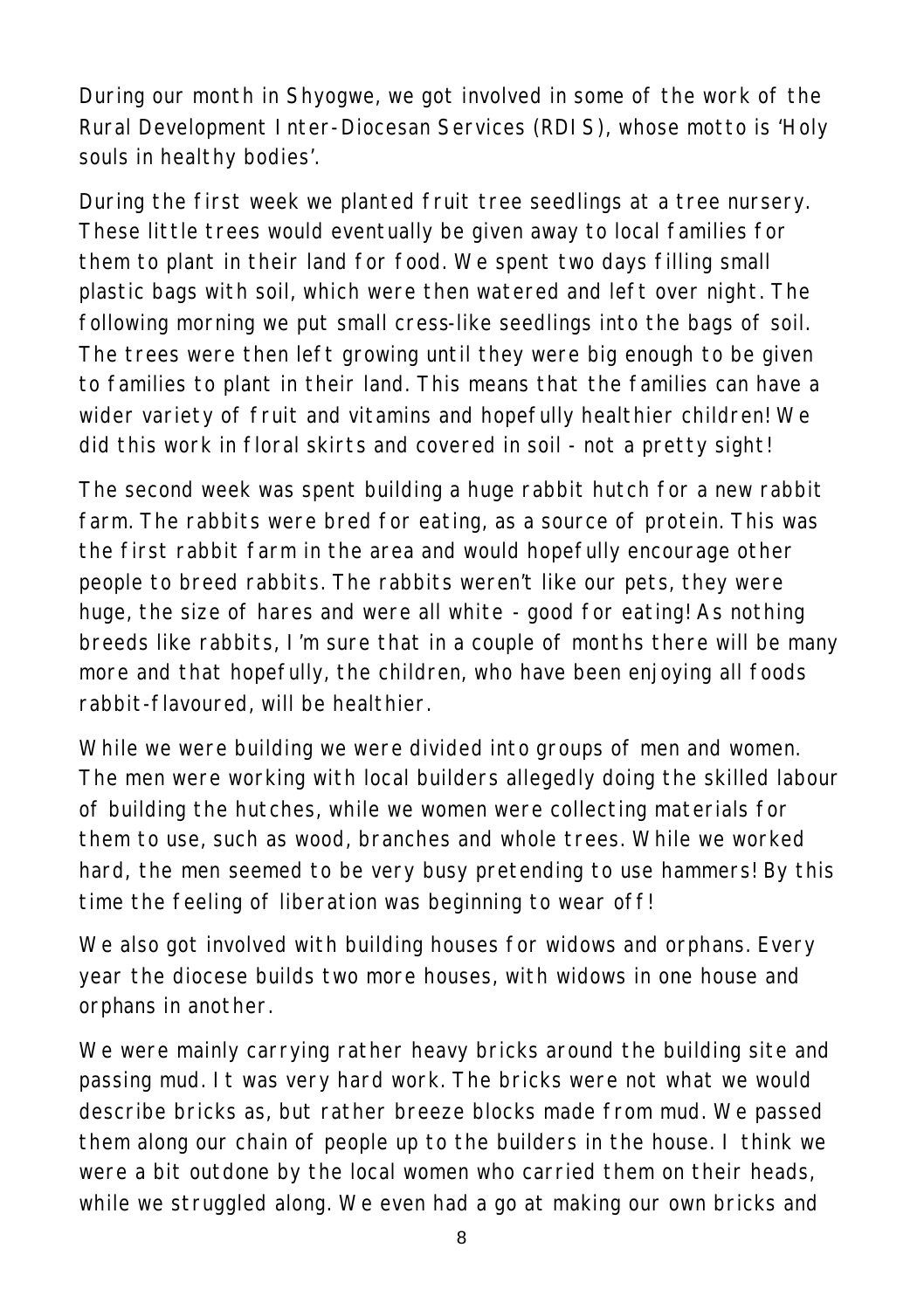During our month in Shyogwe, we got involved in some of the work of the Rural Development Inter-Diocesan Services (RDIS), whose motto is 'Holy souls in healthy bodies'.

During the first week we planted fruit tree seedlings at a tree nursery. These little trees would eventually be given away to local families for them to plant in their land for food. We spent two days filling small plastic bags with soil, which were then watered and left over night. The following morning we put small cress-like seedlings into the bags of soil. The trees were then left growing until they were big enough to be given to families to plant in their land. This means that the families can have a wider variety of fruit and vitamins and hopefully healthier children! We did this work in floral skirts and covered in soil - not a pretty sight!

The second week was spent building a huge rabbit hutch for a new rabbit farm. The rabbits were bred for eating, as a source of protein. This was the first rabbit farm in the area and would hopefully encourage other people to breed rabbits. The rabbits weren't like our pets, they were huge, the size of hares and were all white - good for eating! As nothing breeds like rabbits, I'm sure that in a couple of months there will be many more and that hopefully, the children, who have been enjoying all foods rabbit-flavoured, will be healthier.

While we were building we were divided into groups of men and women. The men were working with local builders allegedly doing the skilled labour of building the hutches, while we women were collecting materials for them to use, such as wood, branches and whole trees. While we worked hard, the men seemed to be very busy pretending to use hammers! By this time the feeling of liberation was beginning to wear off!

We also got involved with building houses for widows and orphans. Every year the diocese builds two more houses, with widows in one house and orphans in another.

We were mainly carrying rather heavy bricks around the building site and passing mud. It was very hard work. The bricks were not what we would describe bricks as, but rather breeze blocks made from mud. We passed them along our chain of people up to the builders in the house. I think we were a bit outdone by the local women who carried them on their heads, while we struggled along. We even had a go at making our own bricks and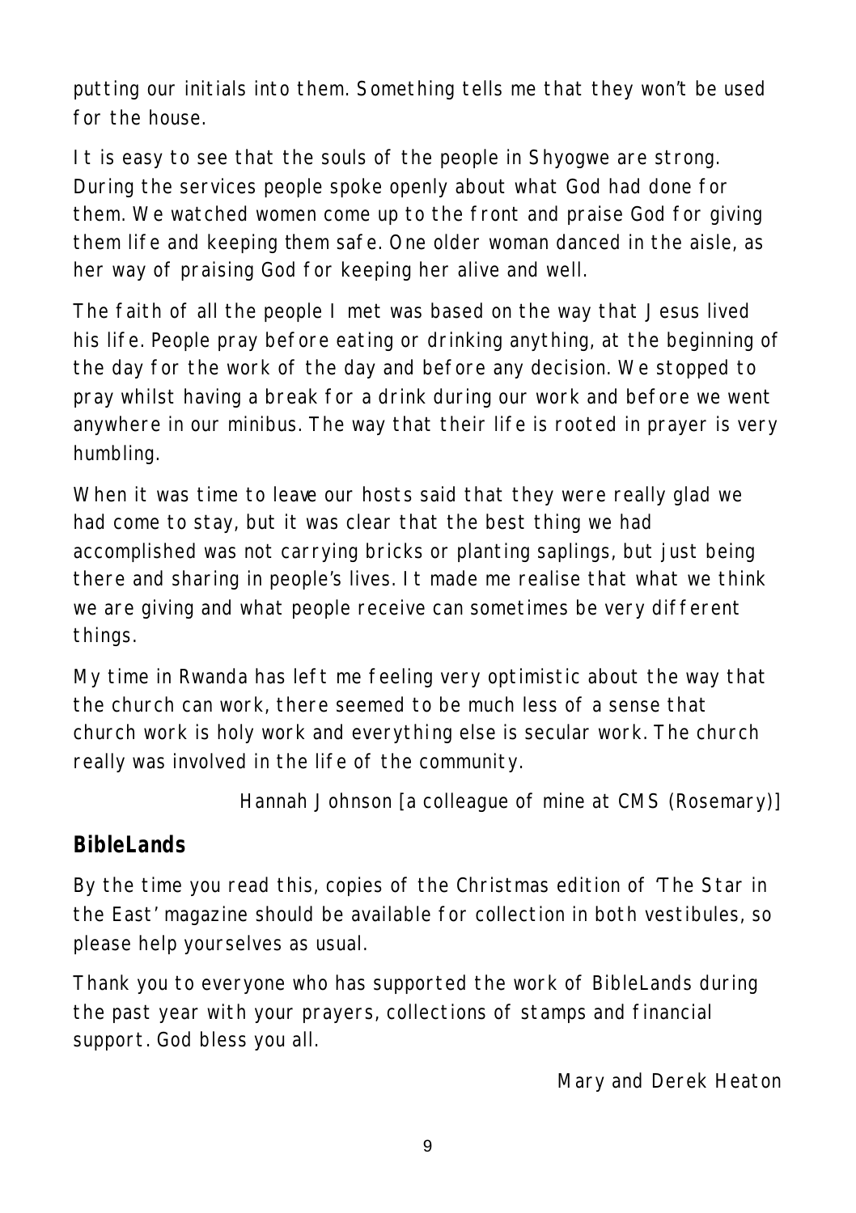putting our initials into them. Something tells me that they won't be used for the house.

It is easy to see that the souls of the people in Shyogwe are strong. During the services people spoke openly about what God had done for them. We watched women come up to the front and praise God for giving them life and keeping them safe. One older woman danced in the aisle, as her way of praising God for keeping her alive and well.

The faith of all the people I met was based on the way that Jesus lived his life. People pray before eating or drinking anything, at the beginning of the day for the work of the day and before any decision. We stopped to pray whilst having a break for a drink during our work and before we went anywhere in our minibus. The way that their life is rooted in prayer is very humbling.

When it was time to leave our hosts said that they were really glad we had come to stay, but it was clear that the best thing we had accomplished was not carrying bricks or planting saplings, but just being there and sharing in people's lives. It made me realise that what we think we are giving and what people receive can sometimes be very different things.

My time in Rwanda has left me feeling very optimistic about the way that the church can work, there seemed to be much less of a sense that church work is holy work and everything else is secular work. The church really was involved in the life of the community.

Hannah Johnson [a colleague of mine at CMS (Rosemary)]

## BibleLands

By the time you read this, copies of the Christmas edition of 'The Star in the East' magazine should be available for collection in both vestibules, so please help yourselves as usual.

Thank you to everyone who has supported the work of BibleLands during the past year with your prayers, collections of stamps and financial support. God bless you all.

Mary and Derek Heaton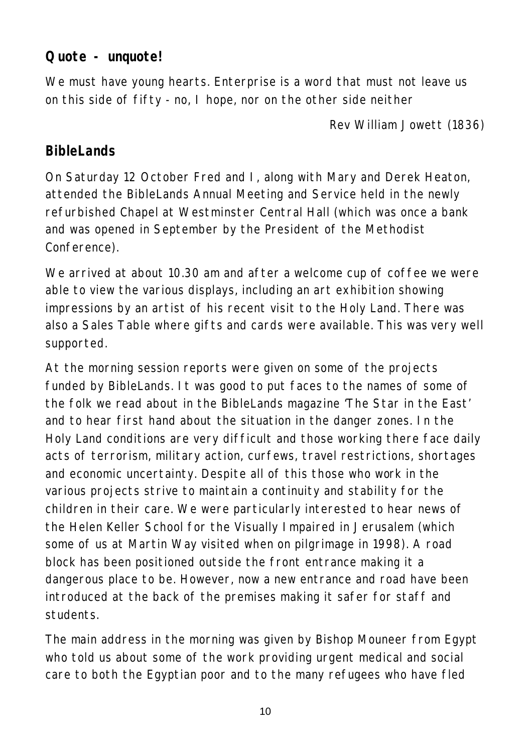## Quote - unquote!

We must have young hearts. Enterprise is a word that must not leave us on this side of fifty - no, I hope, nor on the other side neither

Rev William Jowett (1836)

## BibleLands

On Saturday 12 October Fred and I, along with Mary and Derek Heaton, attended the BibleLands Annual Meeting and Service held in the newly refurbished Chapel at Westminster Central Hall (which was once a bank and was opened in September by the President of the Methodist Conference).

We arrived at about 10.30 am and after a welcome cup of coffee we were able to view the various displays, including an art exhibition showing impressions by an artist of his recent visit to the Holy Land. There was also a Sales Table where gifts and cards were available. This was very well supported.

At the morning session reports were given on some of the projects funded by BibleLands. It was good to put faces to the names of some of the folk we read about in the BibleLands magazine 'The Star in the East' and to hear first hand about the situation in the danger zones. In the Holy Land conditions are very difficult and those working there face daily acts of terrorism, military action, curfews, travel restrictions, shortages and economic uncertainty. Despite all of this those who work in the various projects strive to maintain a continuity and stability for the children in their care. We were particularly interested to hear news of the Helen Keller School for the Visually Impaired in Jerusalem (which some of us at Martin Way visited when on pilgrimage in 1998). A road block has been positioned outside the front entrance making it a dangerous place to be. However, now a new entrance and road have been introduced at the back of the premises making it safer for staff and students.

The main address in the morning was given by Bishop Mouneer from Egypt who told us about some of the work providing urgent medical and social care to both the Egyptian poor and to the many refugees who have fled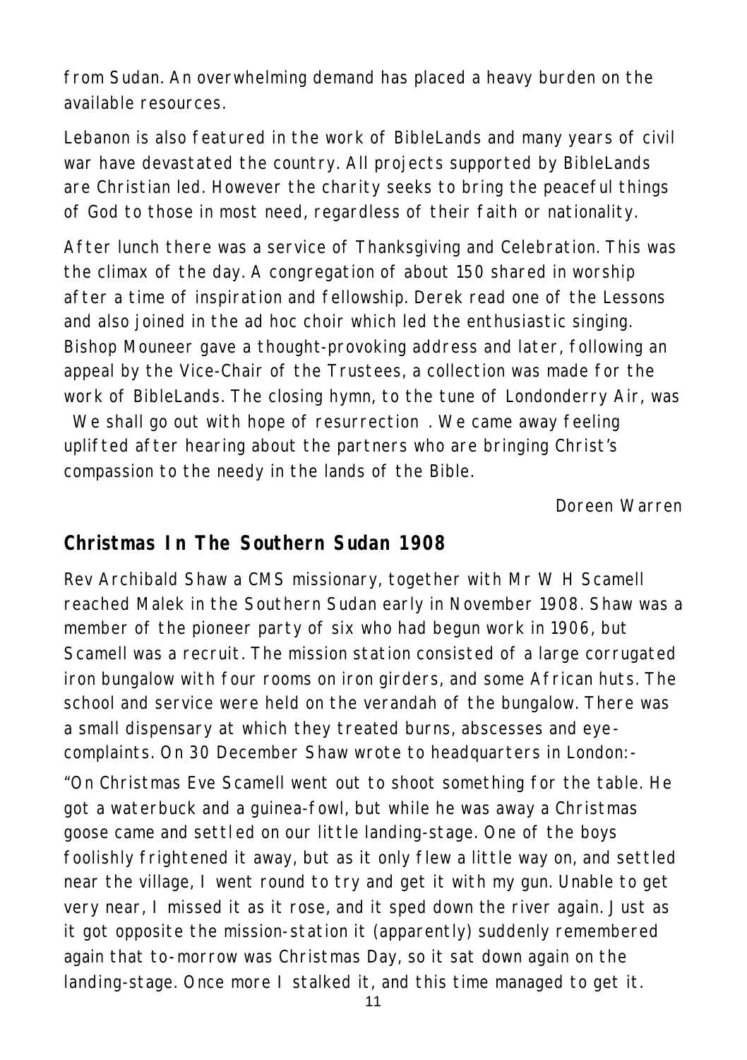from Sudan. An overwhelming demand has placed a heavy burden on the available resources.

Lebanon is also featured in the work of BibleLands and many years of civil war have devastated the country. All projects supported by BibleLands are Christian led. However the charity seeks to bring the peaceful things of God to those in most need, regardless of their faith or nationality.

After lunch there was a service of Thanksgiving and Celebration. This was the climax of the day. A congregation of about 150 shared in worship after a time of inspiration and fellowship. Derek read one of the Lessons and also joined in the ad hoc choir which led the enthusiastic singing. Bishop Mouneer gave a thought-provoking address and later, following an appeal by the Vice-Chair of the Trustees, a collection was made for the work of BibleLands. The closing hymn, to the tune of Londonderry Air, was We shall go out with hope of resurrection . We came away feeling uplifted after hearing about the partners who are bringing Christ's compassion to the needy in the lands of the Bible.

Doreen Warren

## Christmas In The Southern Sudan 1908

Rev Archibald Shaw a CMS missionary, together with Mr W H Scamell reached Malek in the Southern Sudan early in November 1908. Shaw was a member of the pioneer party of six who had begun work in 1906, but Scamell was a recruit. The mission station consisted of a large corrugated iron bungalow with four rooms on iron girders, and some African huts. The school and service were held on the verandah of the bungalow. There was a small dispensary at which they treated burns, abscesses and eye-complaints. On 30 December Shaw wrote to headquarters in London:-

"On Christmas Eve Scamell went out to shoot something for the table. He got a waterbuck and a guinea-fowl, but while he was away a Christmas goose came and settled on our little landing-stage. One of the boys foolishly frightened it away, but as it only flew a little way on, and settled near the village, I went round to try and get it with my gun. Unable to get very near, I missed it as it rose, and it sped down the river again. Just as it got opposite the mission-station it (apparently) suddenly remembered again that to-morrow was Christmas Day, so it sat down again on the landing-stage. Once more I stalked it, and this time managed to get it.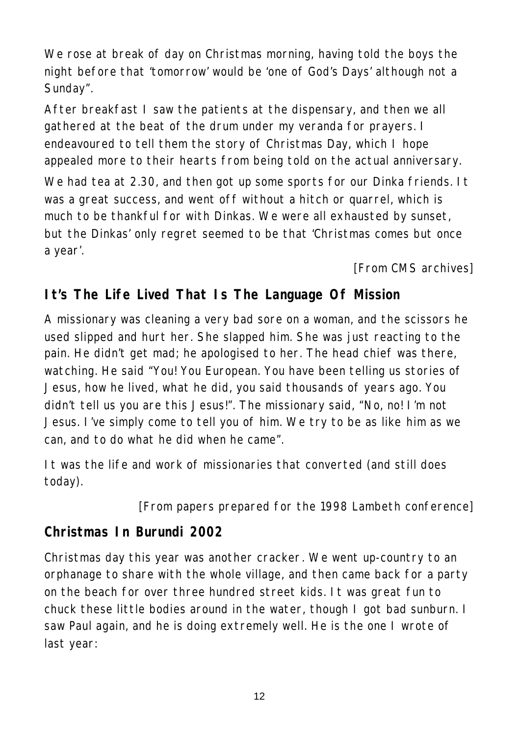We rose at break of day on Christmas morning, having told the boys the night before that 'tomorrow' would be 'one of God's Days' although not a Sunday".

After breakfast I saw the patients at the dispensary, and then we all gathered at the beat of the drum under my veranda for prayers. I endeavoured to tell them the story of Christmas Day, which I hope appealed more to their hearts from being told on the actual anniversary.

We had tea at 2.30, and then got up some sports for our Dinka friends. It was a great success, and went off without a hitch or quarrel, which is much to be thankful for with Dinkas. We were all exhausted by sunset, but the Dinkas' only regret seemed to be that 'Christmas comes but once a year'.

*[From CMS archives]*

## It's The Life Lived That Is The Language Of Mission

A missionary was cleaning a very bad sore on a woman, and the scissors he used slipped and hurt her. She slapped him. She was just reacting to the pain. He didn't get mad; he apologised to her. The head chief was there, watching. He said "You! You European. You have been telling us stories of Jesus, how he lived, what he did, you said thousands of years ago. You didn't tell us you are this Jesus!". The missionary said, "No, no! I'm not Jesus. I've simply come to tell you of him. We try to be as like him as we can, and to do what he did when he came".

It was the life and work of missionaries that converted (and still does today).

*[From papers prepared for the 1998 Lambeth conference]*

## Christmas In Burundi 2002

Christmas day this year was another cracker. We went up-country to an orphanage to share with the whole village, and then came back for a party on the beach for over three hundred street kids. It was great fun to chuck these little bodies around in the water, though I got bad sunburn. I saw Paul again, and he is doing extremely well. He is the one I wrote of last year: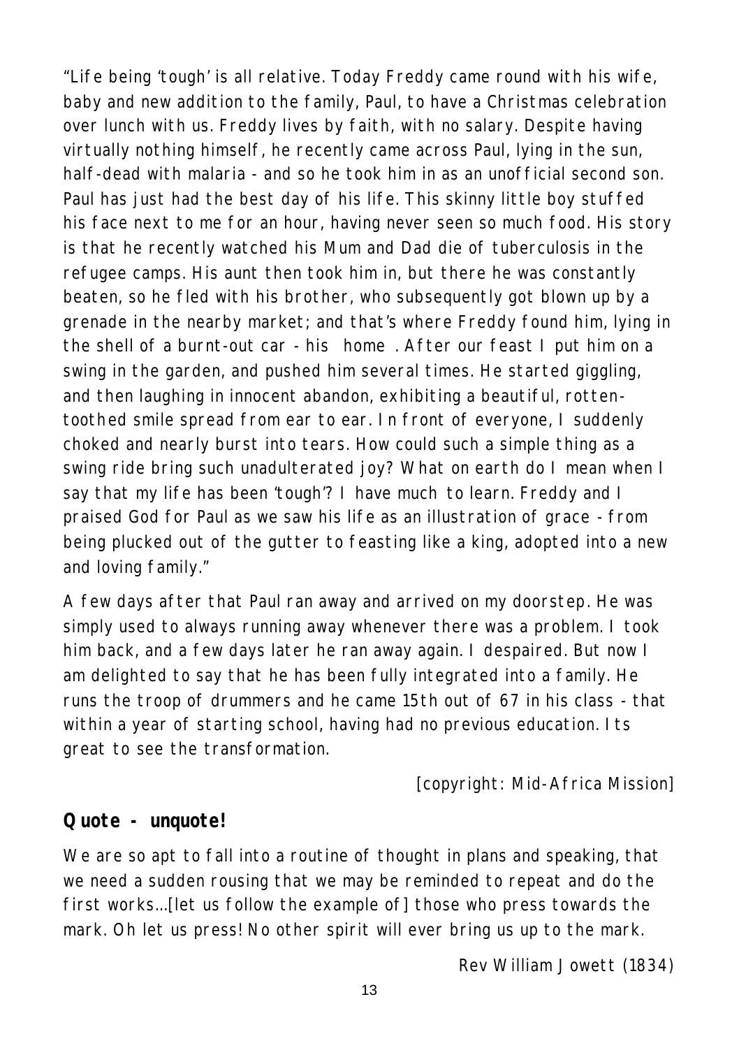"Life being 'tough' is all relative. Today Freddy came round with his wife, baby and new addition to the family, Paul, to have a Christmas celebration over lunch with us. Freddy lives by faith, with no salary. Despite having virtually nothing himself, he recently came across Paul, lying in the sun, half-dead with malaria - and so he took him in as an unofficial second son. Paul has just had the best day of his life. This skinny little boy stuffed his face next to me for an hour, having never seen so much food. His story is that he recently watched his Mum and Dad die of tuberculosis in the refugee camps. His aunt then took him in, but there he was constantly beaten, so he fled with his brother, who subsequently got blown up by a grenade in the nearby market; and that's where Freddy found him, lying in the shell of a burnt-out car - his home . After our feast I put him on a swing in the garden, and pushed him several times. He started giggling, and then laughing in innocent abandon, exhibiting a beautiful, rotten-toothed smile spread from ear to ear. In front of everyone, I suddenly choked and nearly burst into tears. How could such a simple thing as a swing ride bring such unadulterated joy? What on earth do I mean when I say that my life has been 'tough'? I have much to learn. Freddy and I praised God for Paul as we saw his life as an illustration of grace - from being plucked out of the gutter to feasting like a king, adopted into a new and loving family."

A few days after that Paul ran away and arrived on my doorstep. He was simply used to always running away whenever there was a problem. I took him back, and a few days later he ran away again. I despaired. But now I am delighted to say that he has been fully integrated into a family. He runs the troop of drummers and he came 15th out of 67 in his class - that within a year of starting school, having had no previous education. Its great to see the transformation.

[copyright: Mid-Africa Mission]

## Quote - unquote!

We are so apt to fall into a routine of thought in plans and speaking, that we need a sudden rousing that we may be reminded to repeat and do the first works…[let us follow the example of] those who press towards the mark. Oh let us press! No other spirit will ever bring us up to the mark.

Rev William Jowett (1834)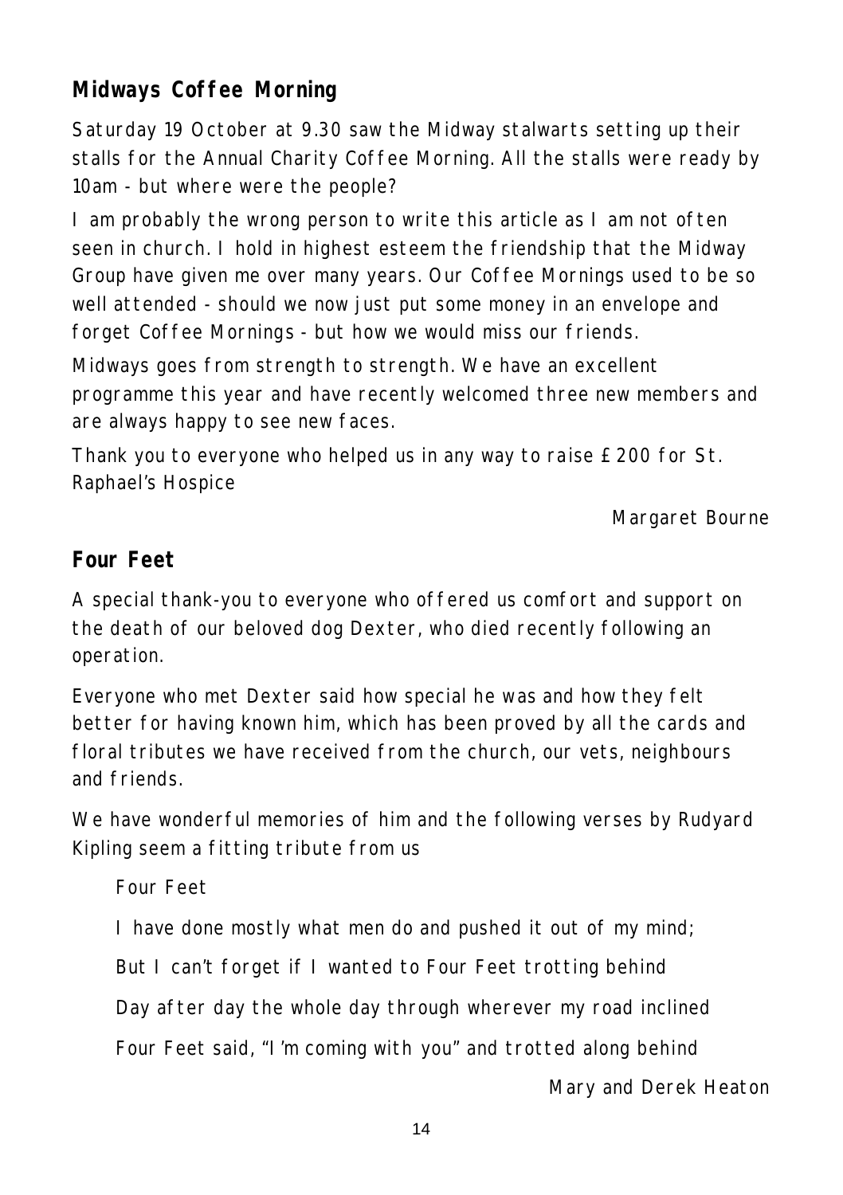## Midways Coffee Morning

Saturday 19 October at 9.30 saw the Midway stalwarts setting up their stalls for the Annual Charity Coffee Morning. All the stalls were ready by 10am - but where were the people?

I am probably the wrong person to write this article as I am not often seen in church. I hold in highest esteem the friendship that the Midway Group have given me over many years. Our Coffee Mornings used to be so well attended - should we now just put some money in an envelope and forget Coffee Mornings - but how we would miss our friends.

Midways goes from strength to strength. We have an excellent programme this year and have recently welcomed three new members and are always happy to see new faces.

Thank you to everyone who helped us in any way to raise £200 for St. Raphael's Hospice

Margaret Bourne

## Four Feet

A special thank-you to everyone who offered us comfort and support on the death of our beloved dog Dexter, who died recently following an operation.

Everyone who met Dexter said how special he was and how they felt better for having known him, which has been proved by all the cards and floral tributes we have received from the church, our vets, neighbours and friends.

We have wonderful memories of him and the following verses by Rudyard Kipling seem a fitting tribute from us

Four Feet

I have done mostly what men do and pushed it out of my mind;

But I can't forget if I wanted to Four Feet trotting behind

Day after day the whole day through wherever my road inclined

Four Feet said, "I'm coming with you" and trotted along behind

Mary and Derek Heaton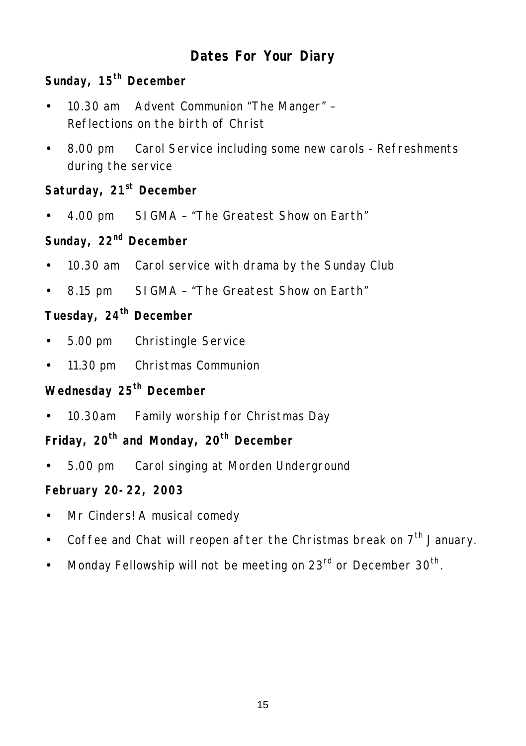# Dates For Your Diary

**Sunday, 15th December**

- 10.30 am Advent Communion "The Manger" – Reflections on the birth of Christ
- 8.00 pm Carol Service including some new carols - Refreshments during the service

**Saturday, 21st December**

- 4.00 pm SIGMA – "The Greatest Show on Earth"

**Sunday, 22nd December**

- 10.30 am Carol service with drama by the Sunday Club
- 8.15 pm SIGMA – "The Greatest Show on Earth"

**Tuesday, 24th December**

- 5.00 pm Christingle Service
- 11.30 pm Christmas Communion

**Wednesday 25th December**

- 10.30am Family worship for Christmas Day

**Friday, 20th and Monday, 20th December**

- 5.00 pm Carol singing at Morden Underground

**February 20-22, 2003**

- Mr Cinders! A musical comedy
- Coffee and Chat will reopen after the Christmas break on 7th January.
- Monday Fellowship will not be meeting on 23rd or December 30th.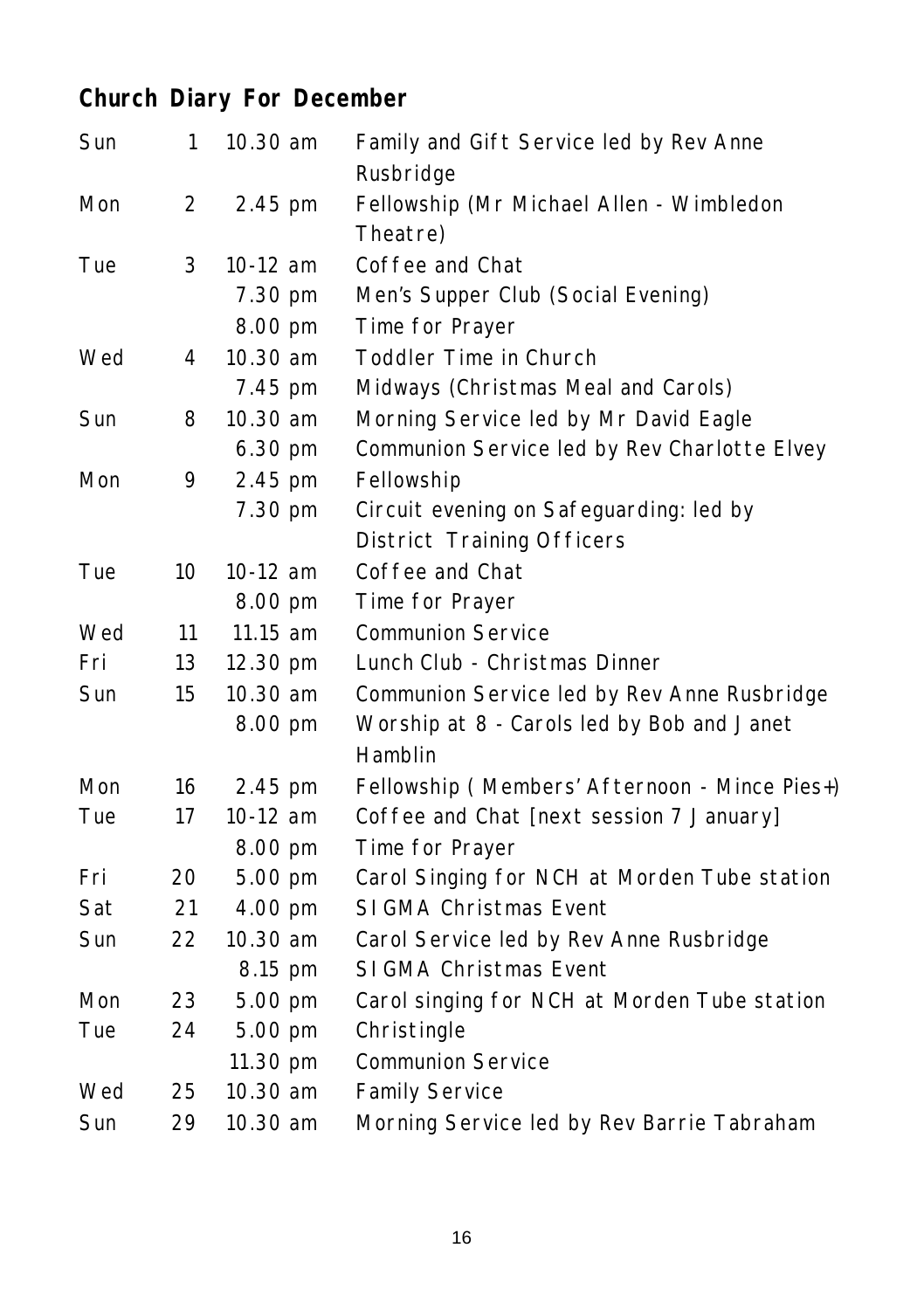## Church Diary For December

| | | | |
|---|---|---|---|
| Sun | 1 | 10.30 am | Family and Gift Service led by Rev Anne Rusbridge |
| Mon | 2 | 2.45 pm | Fellowship (Mr Michael Allen - Wimbledon Theatre) |
| Tue | 3 | 10-12 am | Coffee and Chat |
| | | 7.30 pm | Men's Supper Club (Social Evening) |
| | | 8.00 pm | Time for Prayer |
| Wed | 4 | 10.30 am | Toddler Time in Church |
| | | 7.45 pm | Midways (Christmas Meal and Carols) |
| Sun | 8 | 10.30 am | Morning Service led by Mr David Eagle |
| | | 6.30 pm | Communion Service led by Rev Charlotte Elvey |
| Mon | 9 | 2.45 pm | Fellowship |
| | | 7.30 pm | Circuit evening on Safeguarding: led by District Training Officers |
| Tue | 10 | 10-12 am | Coffee and Chat |
| | | 8.00 pm | Time for Prayer |
| Wed | 11 | 11.15 am | Communion Service |
| Fri | 13 | 12.30 pm | Lunch Club - Christmas Dinner |
| Sun | 15 | 10.30 am | Communion Service led by Rev Anne Rusbridge |
| | | 8.00 pm | Worship at 8 - Carols led by Bob and Janet Hamblin |
| Mon | 16 | 2.45 pm | Fellowship ( Members' Afternoon - Mince Pies+) |
| Tue | 17 | 10-12 am | Coffee and Chat [next session 7 January] |
| | | 8.00 pm | Time for Prayer |
| Fri | 20 | 5.00 pm | Carol Singing for NCH at Morden Tube station |
| Sat | 21 | 4.00 pm | SIGMA Christmas Event |
| Sun | 22 | 10.30 am | Carol Service led by Rev Anne Rusbridge |
| | | 8.15 pm | SIGMA Christmas Event |
| Mon | 23 | 5.00 pm | Carol singing for NCH at Morden Tube station |
| Tue | 24 | 5.00 pm | Christingle |
| | | 11.30 pm | Communion Service |
| Wed | 25 | 10.30 am | Family Service |
| Sun | 29 | 10.30 am | Morning Service led by Rev Barrie Tabraham |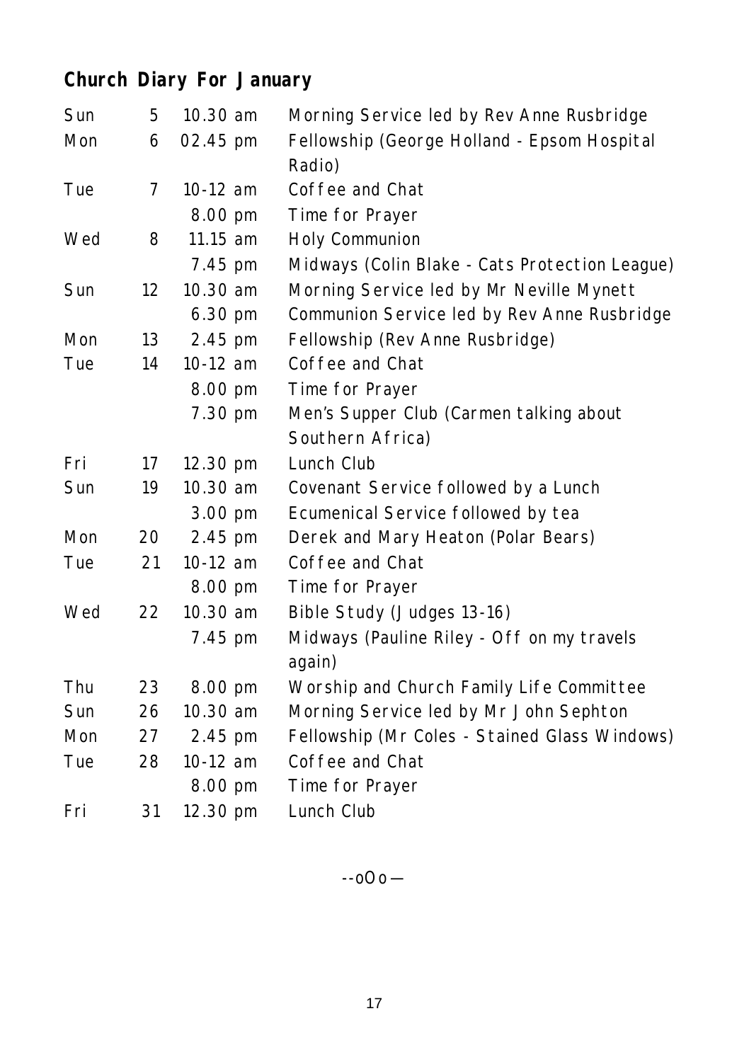## Church Diary For January

| | | | |
|---|---|---|---|
| Sun | 5 | 10.30 am | Morning Service led by Rev Anne Rusbridge |
| Mon | 6 | 02.45 pm | Fellowship (George Holland - Epsom Hospital Radio) |
| Tue | 7 | 10-12 am | Coffee and Chat |
| | | 8.00 pm | Time for Prayer |
| Wed | 8 | 11.15 am | Holy Communion |
| | | 7.45 pm | Midways (Colin Blake - Cats Protection League) |
| Sun | 12 | 10.30 am | Morning Service led by Mr Neville Mynett |
| | | 6.30 pm | Communion Service led by Rev Anne Rusbridge |
| Mon | 13 | 2.45 pm | Fellowship (Rev Anne Rusbridge) |
| Tue | 14 | 10-12 am | Coffee and Chat |
| | | 8.00 pm | Time for Prayer |
| | | 7.30 pm | Men's Supper Club (Carmen talking about Southern Africa) |
| Fri | 17 | 12.30 pm | Lunch Club |
| Sun | 19 | 10.30 am | Covenant Service followed by a Lunch |
| | | 3.00 pm | Ecumenical Service followed by tea |
| Mon | 20 | 2.45 pm | Derek and Mary Heaton (Polar Bears) |
| Tue | 21 | 10-12 am | Coffee and Chat |
| | | 8.00 pm | Time for Prayer |
| Wed | 22 | 10.30 am | Bible Study (Judges 13-16) |
| | | 7.45 pm | Midways (Pauline Riley - Off on my travels again) |
| Thu | 23 | 8.00 pm | Worship and Church Family Life Committee |
| Sun | 26 | 10.30 am | Morning Service led by Mr John Sephton |
| Mon | 27 | 2.45 pm | Fellowship (Mr Coles - Stained Glass Windows) |
| Tue | 28 | 10-12 am | Coffee and Chat |
| | | 8.00 pm | Time for Prayer |
| Fri | 31 | 12.30 pm | Lunch Club |

--oOo—